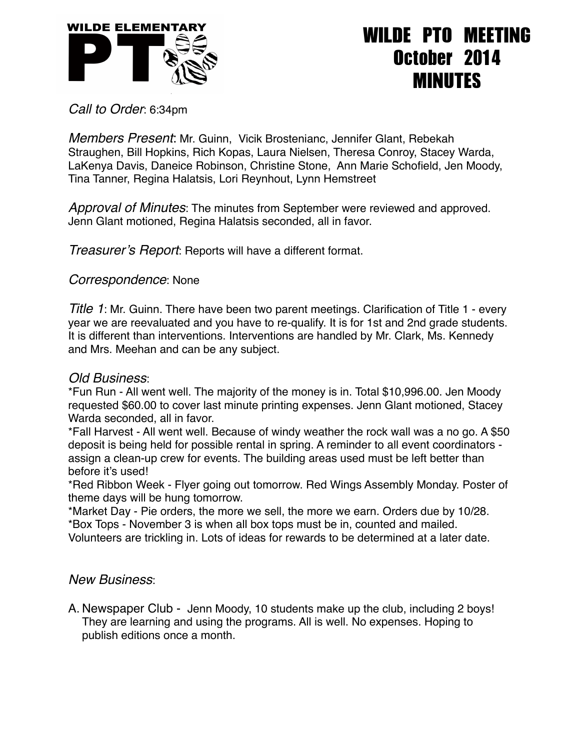WILDE ELEMENTARY PTO

# WILDE PTO MEETING
# October 2014
# MINUTES

*Call to Order*: 6:34pm

*Members Present*: Mr. Guinn, Vicik Brostenianc, Jennifer Glant, Rebekah Straughen, Bill Hopkins, Rich Kopas, Laura Nielsen, Theresa Conroy, Stacey Warda, LaKenya Davis, Daneice Robinson, Christine Stone, Ann Marie Schofield, Jen Moody, Tina Tanner, Regina Halatsis, Lori Reynhout, Lynn Hemstreet

*Approval of Minutes*: The minutes from September were reviewed and approved. Jenn Glant motioned, Regina Halatsis seconded, all in favor.

*Treasurer's Report*: Reports will have a different format.

*Correspondence*: None

*Title 1*: Mr. Guinn. There have been two parent meetings. Clarification of Title 1 - every year we are reevaluated and you have to re-qualify. It is for 1st and 2nd grade students. It is different than interventions. Interventions are handled by Mr. Clark, Ms. Kennedy and Mrs. Meehan and can be any subject.

*Old Business*:

*Fun Run - All went well. The majority of the money is in. Total $10,996.00. Jen Moody requested $60.00 to cover last minute printing expenses. Jenn Glant motioned, Stacey Warda seconded, all in favor.

*Fall Harvest - All went well. Because of windy weather the rock wall was a no go. A $50 deposit is being held for possible rental in spring. A reminder to all event coordinators - assign a clean-up crew for events. The building areas used must be left better than before it's used!

*Red Ribbon Week - Flyer going out tomorrow. Red Wings Assembly Monday. Poster of theme days will be hung tomorrow.

*Market Day - Pie orders, the more we sell, the more we earn. Orders due by 10/28.

*Box Tops - November 3 is when all box tops must be in, counted and mailed. Volunteers are trickling in. Lots of ideas for rewards to be determined at a later date.

*New Business*:

A. Newspaper Club - Jenn Moody, 10 students make up the club, including 2 boys! They are learning and using the programs. All is well. No expenses. Hoping to publish editions once a month.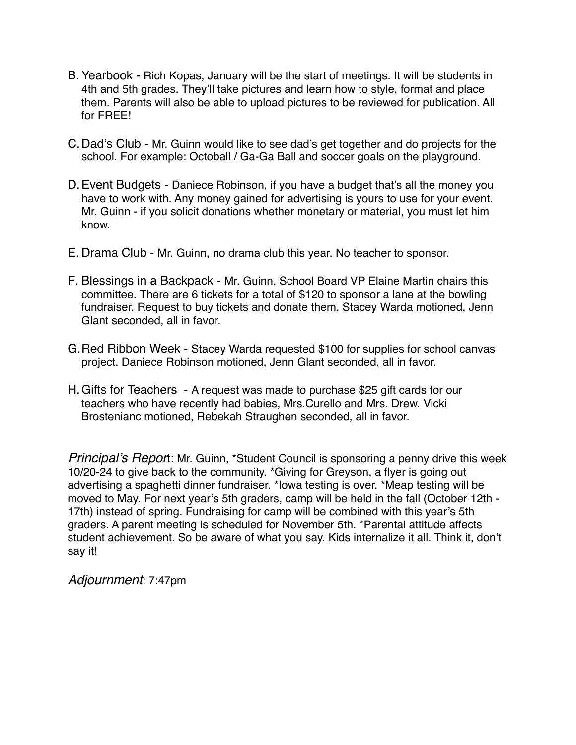B. Yearbook - Rich Kopas, January will be the start of meetings. It will be students in 4th and 5th grades. They'll take pictures and learn how to style, format and place them. Parents will also be able to upload pictures to be reviewed for publication. All for FREE!

C. Dad's Club - Mr. Guinn would like to see dad's get together and do projects for the school. For example: Octoball / Ga-Ga Ball and soccer goals on the playground.

D. Event Budgets - Daniece Robinson, if you have a budget that's all the money you have to work with. Any money gained for advertising is yours to use for your event. Mr. Guinn - if you solicit donations whether monetary or material, you must let him know.

E. Drama Club - Mr. Guinn, no drama club this year. No teacher to sponsor.

F. Blessings in a Backpack - Mr. Guinn, School Board VP Elaine Martin chairs this committee. There are 6 tickets for a total of $120 to sponsor a lane at the bowling fundraiser. Request to buy tickets and donate them, Stacey Warda motioned, Jenn Glant seconded, all in favor.

G. Red Ribbon Week - Stacey Warda requested $100 for supplies for school canvas project. Daniece Robinson motioned, Jenn Glant seconded, all in favor.

H. Gifts for Teachers - A request was made to purchase $25 gift cards for our teachers who have recently had babies, Mrs.Curello and Mrs. Drew. Vicki Brostenianc motioned, Rebekah Straughen seconded, all in favor.

*Principal's Report*: Mr. Guinn, *Student Council is sponsoring a penny drive this week 10/20-24 to give back to the community. *Giving for Greyson, a flyer is going out advertising a spaghetti dinner fundraiser. *Iowa testing is over. *Meap testing will be moved to May. For next year's 5th graders, camp will be held in the fall (October 12th - 17th) instead of spring. Fundraising for camp will be combined with this year's 5th graders. A parent meeting is scheduled for November 5th. *Parental attitude affects student achievement. So be aware of what you say. Kids internalize it all. Think it, don't say it!

*Adjournment*: 7:47pm